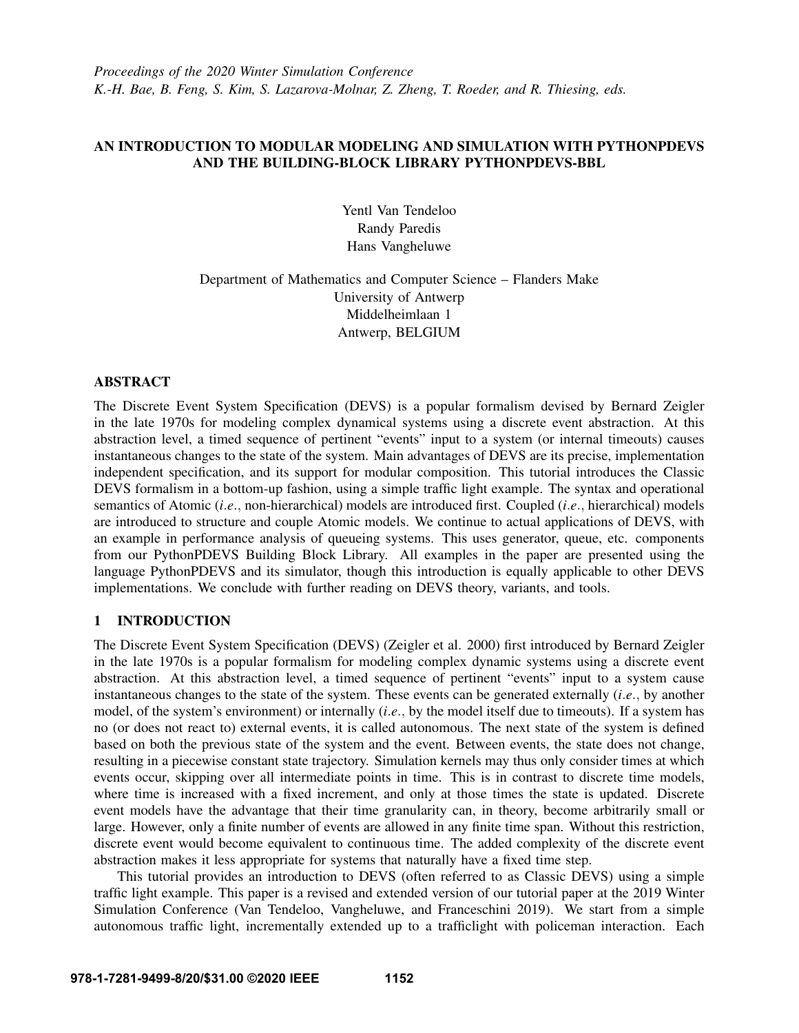# AN INTRODUCTION TO MODULAR MODELING AND SIMULATION WITH PYTHONPDEVS AND THE BUILDING-BLOCK LIBRARY PYTHONPDEVS-BBL

Yentl Van Tendeloo
Randy Paredis
Hans Vangheluwe

Department of Mathematics and Computer Science – Flanders Make
University of Antwerp
Middelheimlaan 1
Antwerp, BELGIUM

## ABSTRACT

The Discrete Event System Specification (DEVS) is a popular formalism devised by Bernard Zeigler in the late 1970s for modeling complex dynamical systems using a discrete event abstraction. At this abstraction level, a timed sequence of pertinent "events" input to a system (or internal timeouts) causes instantaneous changes to the state of the system. Main advantages of DEVS are its precise, implementation independent specification, and its support for modular composition. This tutorial introduces the Classic DEVS formalism in a bottom-up fashion, using a simple traffic light example. The syntax and operational semantics of Atomic (*i.e.*, non-hierarchical) models are introduced first. Coupled (*i.e.*, hierarchical) models are introduced to structure and couple Atomic models. We continue to actual applications of DEVS, with an example in performance analysis of queueing systems. This uses generator, queue, etc. components from our PythonPDEVS Building Block Library. All examples in the paper are presented using the language PythonPDEVS and its simulator, though this introduction is equally applicable to other DEVS implementations. We conclude with further reading on DEVS theory, variants, and tools.

## 1 INTRODUCTION

The Discrete Event System Specification (DEVS) (Zeigler et al. 2000) first introduced by Bernard Zeigler in the late 1970s is a popular formalism for modeling complex dynamic systems using a discrete event abstraction. At this abstraction level, a timed sequence of pertinent "events" input to a system cause instantaneous changes to the state of the system. These events can be generated externally (*i.e.*, by another model, of the system's environment) or internally (*i.e.*, by the model itself due to timeouts). If a system has no (or does not react to) external events, it is called autonomous. The next state of the system is defined based on both the previous state of the system and the event. Between events, the state does not change, resulting in a piecewise constant state trajectory. Simulation kernels may thus only consider times at which events occur, skipping over all intermediate points in time. This is in contrast to discrete time models, where time is increased with a fixed increment, and only at those times the state is updated. Discrete event models have the advantage that their time granularity can, in theory, become arbitrarily small or large. However, only a finite number of events are allowed in any finite time span. Without this restriction, discrete event would become equivalent to continuous time. The added complexity of the discrete event abstraction makes it less appropriate for systems that naturally have a fixed time step.

This tutorial provides an introduction to DEVS (often referred to as Classic DEVS) using a simple traffic light example. This paper is a revised and extended version of our tutorial paper at the 2019 Winter Simulation Conference (Van Tendeloo, Vangheluwe, and Franceschini 2019). We start from a simple autonomous traffic light, incrementally extended up to a trafficlight with policeman interaction. Each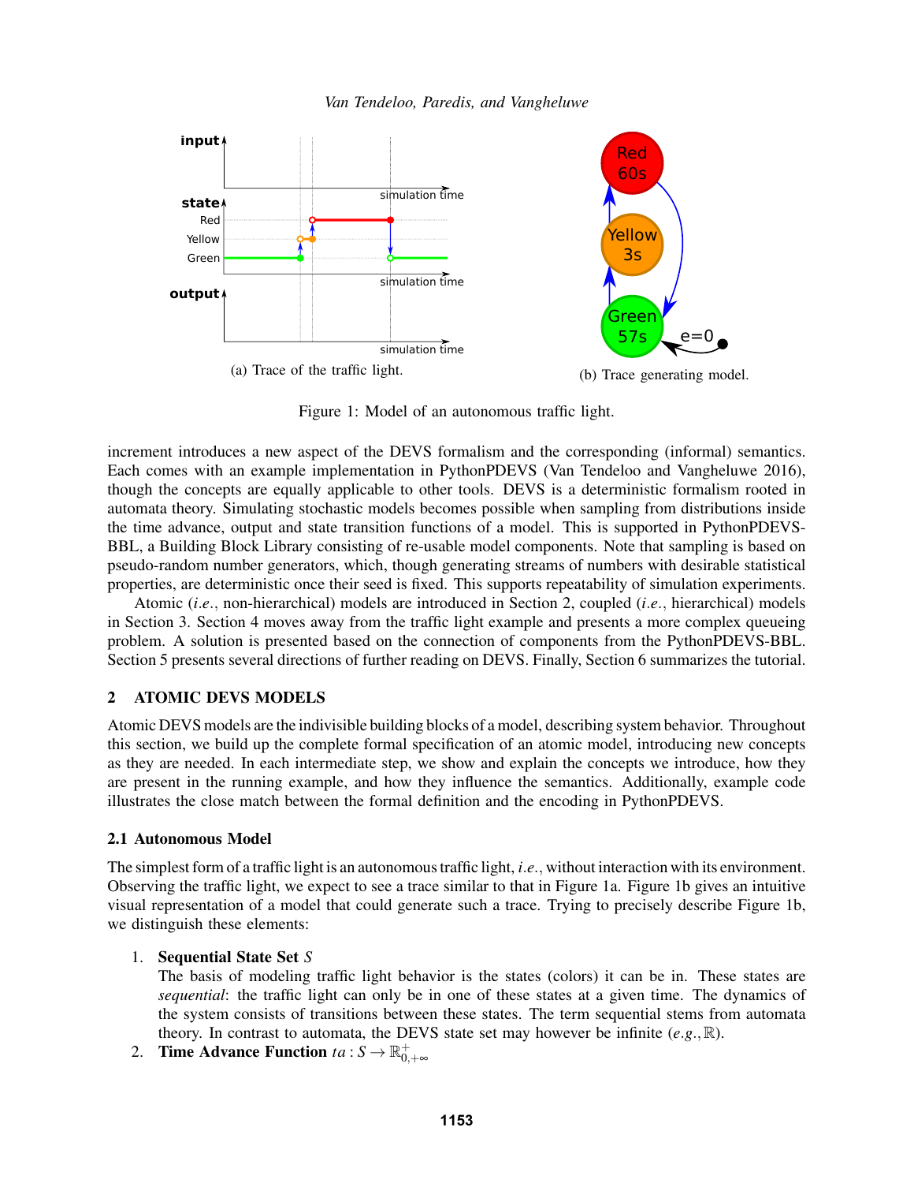(a) Trace of the traffic light.

(b) Trace generating model.

Figure 1: Model of an autonomous traffic light.

increment introduces a new aspect of the DEVS formalism and the corresponding (informal) semantics. Each comes with an example implementation in PythonPDEVS (Van Tendeloo and Vangheluwe 2016), though the concepts are equally applicable to other tools. DEVS is a deterministic formalism rooted in automata theory. Simulating stochastic models becomes possible when sampling from distributions inside the time advance, output and state transition functions of a model. This is supported in PythonPDEVS-BBL, a Building Block Library consisting of re-usable model components. Note that sampling is based on pseudo-random number generators, which, though generating streams of numbers with desirable statistical properties, are deterministic once their seed is fixed. This supports repeatability of simulation experiments.

Atomic (*i.e.*, non-hierarchical) models are introduced in Section 2, coupled (*i.e.*, hierarchical) models in Section 3. Section 4 moves away from the traffic light example and presents a more complex queueing problem. A solution is presented based on the connection of components from the PythonPDEVS-BBL. Section 5 presents several directions of further reading on DEVS. Finally, Section 6 summarizes the tutorial.

## 2 ATOMIC DEVS MODELS

Atomic DEVS models are the indivisible building blocks of a model, describing system behavior. Throughout this section, we build up the complete formal specification of an atomic model, introducing new concepts as they are needed. In each intermediate step, we show and explain the concepts we introduce, how they are present in the running example, and how they influence the semantics. Additionally, example code illustrates the close match between the formal definition and the encoding in PythonPDEVS.

### 2.1 Autonomous Model

The simplest form of a traffic light is an autonomous traffic light, *i.e.*, without interaction with its environment. Observing the traffic light, we expect to see a trace similar to that in Figure 1a. Figure 1b gives an intuitive visual representation of a model that could generate such a trace. Trying to precisely describe Figure 1b, we distinguish these elements:

1. **Sequential State Set** $S$
   The basis of modeling traffic light behavior is the states (colors) it can be in. These states are *sequential*: the traffic light can only be in one of these states at a given time. The dynamics of the system consists of transitions between these states. The term sequential stems from automata theory. In contrast to automata, the DEVS state set may however be infinite (*e.g.*, $\mathbb{R}$).
2. **Time Advance Function** $ta : S \rightarrow \mathbb{R}^+_{0,+\infty}$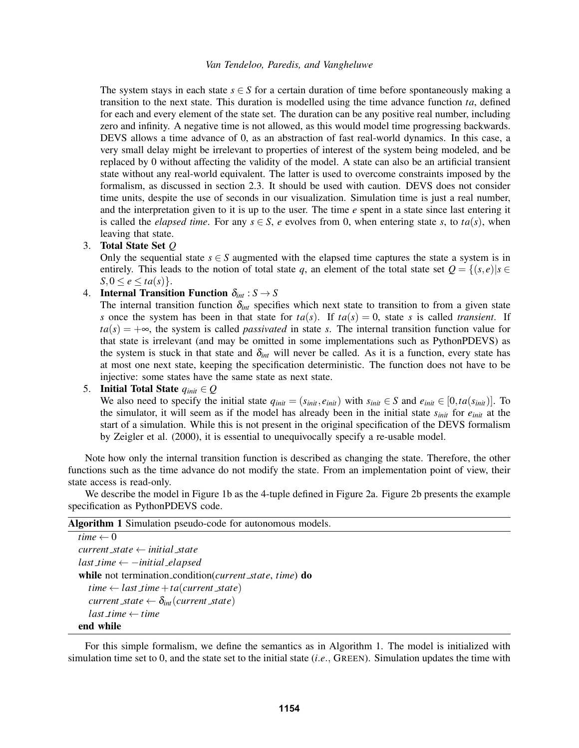The system stays in each state $s \in S$ for a certain duration of time before spontaneously making a transition to the next state. This duration is modelled using the time advance function $ta$, defined for each and every element of the state set. The duration can be any positive real number, including zero and infinity. A negative time is not allowed, as this would model time progressing backwards. DEVS allows a time advance of 0, as an abstraction of fast real-world dynamics. In this case, a very small delay might be irrelevant to properties of interest of the system being modeled, and be replaced by 0 without affecting the validity of the model. A state can also be an artificial transient state without any real-world equivalent. The latter is used to overcome constraints imposed by the formalism, as discussed in section 2.3. It should be used with caution. DEVS does not consider time units, despite the use of seconds in our visualization. Simulation time is just a real number, and the interpretation given to it is up to the user. The time $e$ spent in a state since last entering it is called the *elapsed time*. For any $s \in S$, $e$ evolves from 0, when entering state $s$, to $ta(s)$, when leaving that state.

3. **Total State Set** $Q$
   Only the sequential state $s \in S$ augmented with the elapsed time captures the state a system is in entirely. This leads to the notion of total state $q$, an element of the total state set $Q = \{(s,e) | s \in S, 0 \leq e \leq ta(s)\}$.

4. **Internal Transition Function** $\delta_{int} : S \rightarrow S$
   The internal transition function $\delta_{int}$ specifies which next state to transition to from a given state $s$ once the system has been in that state for $ta(s)$. If $ta(s) = 0$, state $s$ is called *transient*. If $ta(s) = +\infty$, the system is called *passivated* in state $s$. The internal transition function value for that state is irrelevant (and may be omitted in some implementations such as PythonPDEVS) as the system is stuck in that state and $\delta_{int}$ will never be called. As it is a function, every state has at most one next state, keeping the specification deterministic. The function does not have to be injective: some states have the same state as next state.

5. **Initial Total State** $q_{init} \in Q$
   We also need to specify the initial state $q_{init} = (s_{init}, e_{init})$ with $s_{init} \in S$ and $e_{init} \in [0, ta(s_{init})]$. To the simulator, it will seem as if the model has already been in the initial state $s_{init}$ for $e_{init}$ at the start of a simulation. While this is not present in the original specification of the DEVS formalism by Zeigler et al. (2000), it is essential to unequivocally specify a re-usable model.

Note how only the internal transition function is described as changing the state. Therefore, the other functions such as the time advance do not modify the state. From an implementation point of view, their state access is read-only.

We describe the model in Figure 1b as the 4-tuple defined in Figure 2a. Figure 2b presents the example specification as PythonPDEVS code.

**Algorithm 1** Simulation pseudo-code for autonomous models.

```
time ← 0
current_state ← initial_state
last_time ← −initial_elapsed
while not termination_condition(current_state, time) do
    time ← last_time + ta(current_state)
    current_state ← δ_int(current_state)
    last_time ← time
end while
```

For this simple formalism, we define the semantics as in Algorithm 1. The model is initialized with simulation time set to 0, and the state set to the initial state (*i.e.*, GREEN). Simulation updates the time with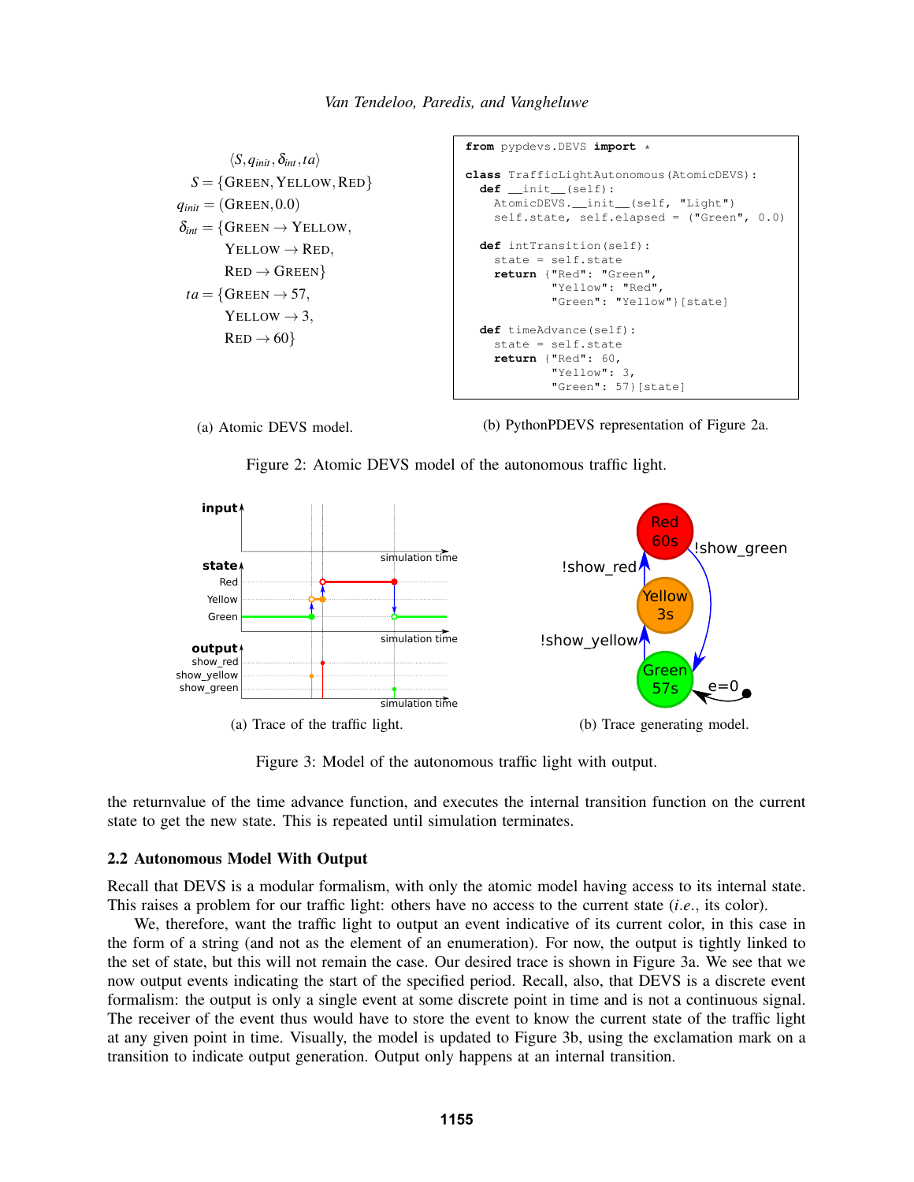$$\langle S, q_{init}, \delta_{int}, ta \rangle$$
$$S = \{\text{GREEN}, \text{YELLOW}, \text{RED}\}$$
$$q_{init} = (\text{GREEN}, 0.0)$$
$$\delta_{int} = \{\text{GREEN} \rightarrow \text{YELLOW}, \text{YELLOW} \rightarrow \text{RED}, \text{RED} \rightarrow \text{GREEN}\}$$
$$ta = \{\text{GREEN} \rightarrow 57, \text{YELLOW} \rightarrow 3, \text{RED} \rightarrow 60\}$$

(a) Atomic DEVS model.

```
from pypdevs.DEVS import *

class TrafficLightAutonomous(AtomicDEVS):
  def __init__(self):
    AtomicDEVS.__init__(self, "Light")
    self.state, self.elapsed = ("Green", 0.0)

  def intTransition(self):
    state = self.state
    return {"Red": "Green",
            "Yellow": "Red",
            "Green": "Yellow"}[state]

  def timeAdvance(self):
    state = self.state
    return {"Red": 60,
            "Yellow": 3,
            "Green": 57}[state]
```

(b) PythonPDEVS representation of Figure 2a.

Figure 2: Atomic DEVS model of the autonomous traffic light.

(a) Trace of the traffic light.

(b) Trace generating model.

Figure 3: Model of the autonomous traffic light with output.

the returnvalue of the time advance function, and executes the internal transition function on the current state to get the new state. This is repeated until simulation terminates.

### 2.2 Autonomous Model With Output

Recall that DEVS is a modular formalism, with only the atomic model having access to its internal state. This raises a problem for our traffic light: others have no access to the current state (*i.e.*, its color).

We, therefore, want the traffic light to output an event indicative of its current color, in this case in the form of a string (and not as the element of an enumeration). For now, the output is tightly linked to the set of state, but this will not remain the case. Our desired trace is shown in Figure 3a. We see that we now output events indicating the start of the specified period. Recall, also, that DEVS is a discrete event formalism: the output is only a single event at some discrete point in time and is not a continuous signal. The receiver of the event thus would have to store the event to know the current state of the traffic light at any given point in time. Visually, the model is updated to Figure 3b, using the exclamation mark on a transition to indicate output generation. Output only happens at an internal transition.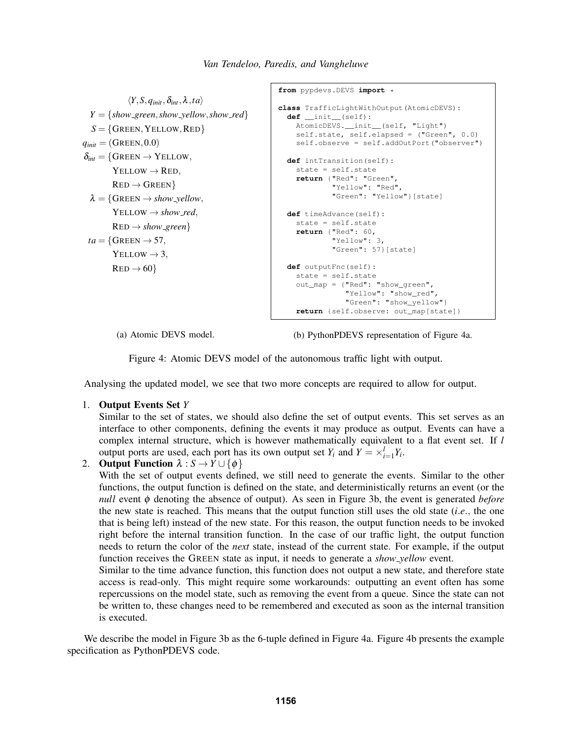$$
\begin{aligned}
&\langle Y, S, q_{init}, \delta_{int}, \lambda, ta \rangle \\
Y &= \{show\_green, show\_yellow, show\_red\} \\
S &= \{\text{GREEN}, \text{YELLOW}, \text{RED}\} \\
q_{init} &= (\text{GREEN}, 0.0) \\
\delta_{int} &= \{\text{GREEN} \rightarrow \text{YELLOW}, \\
&\quad \text{YELLOW} \rightarrow \text{RED}, \\
&\quad \text{RED} \rightarrow \text{GREEN}\} \\
\lambda &= \{\text{GREEN} \rightarrow show\_yellow, \\
&\quad \text{YELLOW} \rightarrow show\_red, \\
&\quad \text{RED} \rightarrow show\_green\} \\
ta &= \{\text{GREEN} \rightarrow 57, \\
&\quad \text{YELLOW} \rightarrow 3, \\
&\quad \text{RED} \rightarrow 60\}
\end{aligned}
$$

(a) Atomic DEVS model.

```
from pypdevs.DEVS import *

class TrafficLightWithOutput(AtomicDEVS):
  def __init__(self):
    AtomicDEVS.__init__(self, "Light")
    self.state, self.elapsed = ("Green", 0.0)
    self.observe = self.addOutPort("observer")

  def intTransition(self):
    state = self.state
    return {"Red": "Green",
            "Yellow": "Red",
            "Green": "Yellow"}[state]

  def timeAdvance(self):
    state = self.state
    return {"Red": 60,
            "Yellow": 3,
            "Green": 57}[state]

  def outputFnc(self):
    state = self.state
    out_map = {"Red": "show_green",
               "Yellow": "show_red",
               "Green": "show_yellow"}
    return {self.observe: out_map[state]}
```

(b) PythonPDEVS representation of Figure 4a.

Figure 4: Atomic DEVS model of the autonomous traffic light with output.

Analysing the updated model, we see that two more concepts are required to allow for output.

1. **Output Events Set** $Y$
   Similar to the set of states, we should also define the set of output events. This set serves as an interface to other components, defining the events it may produce as output. Events can have a complex internal structure, which is however mathematically equivalent to a flat event set. If $l$ output ports are used, each port has its own output set $Y_i$ and $Y = \times_{i=1}^{l} Y_i$.
2. **Output Function** $\lambda : S \rightarrow Y \cup \{\phi\}$
   With the set of output events defined, we still need to generate the events. Similar to the other functions, the output function is defined on the state, and deterministically returns an event (or the *null* event $\phi$ denoting the absence of output). As seen in Figure 3b, the event is generated *before* the new state is reached. This means that the output function still uses the old state (*i.e.*, the one that is being left) instead of the new state. For this reason, the output function needs to be invoked right before the internal transition function. In the case of our traffic light, the output function needs to return the color of the *next* state, instead of the current state. For example, if the output function receives the GREEN state as input, it needs to generate a *show_yellow* event.
   Similar to the time advance function, this function does not output a new state, and therefore state access is read-only. This might require some workarounds: outputting an event often has some repercussions on the model state, such as removing the event from a queue. Since the state can not be written to, these changes need to be remembered and executed as soon as the internal transition is executed.

We describe the model in Figure 3b as the 6-tuple defined in Figure 4a. Figure 4b presents the example specification as PythonPDEVS code.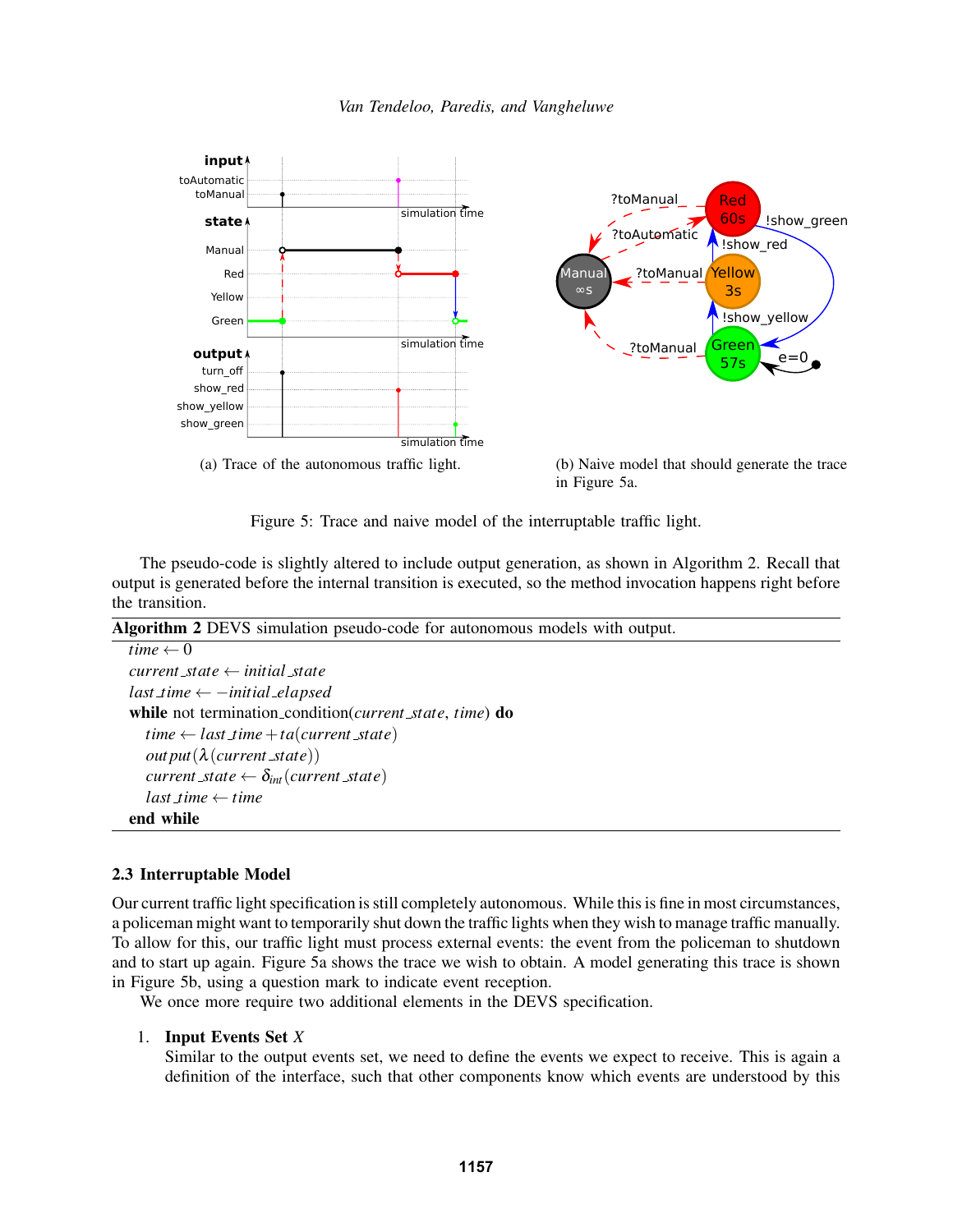(a) Trace of the autonomous traffic light.

(b) Naive model that should generate the trace in Figure 5a.

Figure 5: Trace and naive model of the interruptable traffic light.

The pseudo-code is slightly altered to include output generation, as shown in Algorithm 2. Recall that output is generated before the internal transition is executed, so the method invocation happens right before the transition.

**Algorithm 2** DEVS simulation pseudo-code for autonomous models with output.

```
time ← 0
current_state ← initial_state
last_time ← −initial_elapsed
while not termination_condition(current_state, time) do
    time ← last_time + ta(current_state)
    output(λ(current_state))
    current_state ← δ_int(current_state)
    last_time ← time
end while
```

### 2.3 Interruptable Model

Our current traffic light specification is still completely autonomous. While this is fine in most circumstances, a policeman might want to temporarily shut down the traffic lights when they wish to manage traffic manually. To allow for this, our traffic light must process external events: the event from the policeman to shutdown and to start up again. Figure 5a shows the trace we wish to obtain. A model generating this trace is shown in Figure 5b, using a question mark to indicate event reception.

We once more require two additional elements in the DEVS specification.

1. **Input Events Set** $X$
   Similar to the output events set, we need to define the events we expect to receive. This is again a definition of the interface, such that other components know which events are understood by this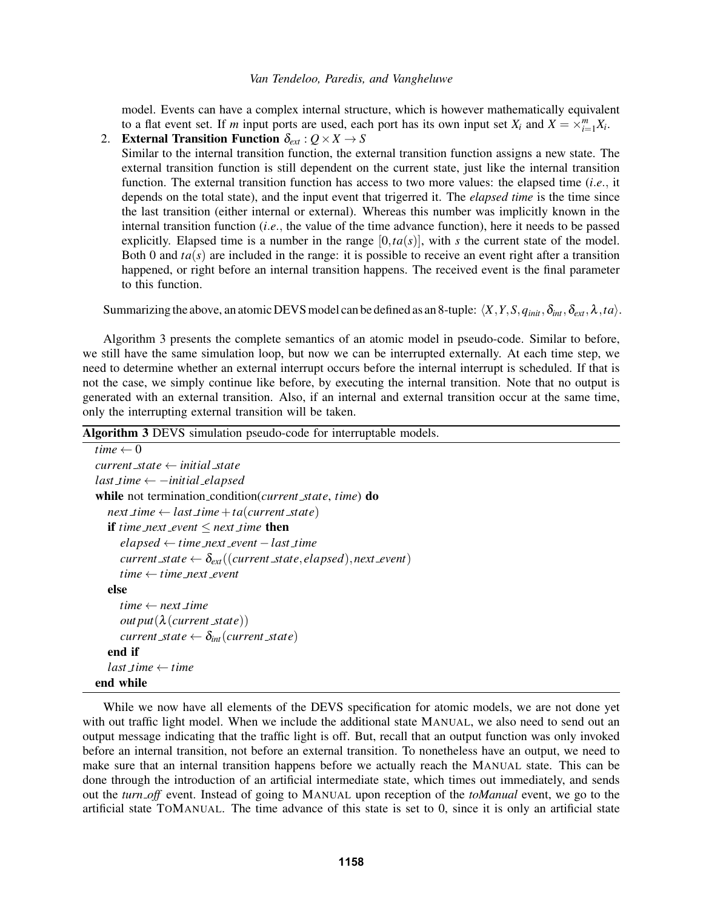model. Events can have a complex internal structure, which is however mathematically equivalent to a flat event set. If $m$ input ports are used, each port has its own input set $X_i$ and $X = \times_{i=1}^{m} X_i$.

2. **External Transition Function** $\delta_{ext} : Q \times X \rightarrow S$
   Similar to the internal transition function, the external transition function assigns a new state. The external transition function is still dependent on the current state, just like the internal transition function. The external transition function has access to two more values: the elapsed time (*i.e.*, it depends on the total state), and the input event that trigerred it. The *elapsed time* is the time since the last transition (either internal or external). Whereas this number was implicitly known in the internal transition function (*i.e.*, the value of the time advance function), here it needs to be passed explicitly. Elapsed time is a number in the range $[0, ta(s)]$, with $s$ the current state of the model. Both 0 and $ta(s)$ are included in the range: it is possible to receive an event right after a transition happened, or right before an internal transition happens. The received event is the final parameter to this function.

Summarizing the above, an atomic DEVS model can be defined as an 8-tuple: $\langle X, Y, S, q_{init}, \delta_{int}, \delta_{ext}, \lambda, ta \rangle$.

Algorithm 3 presents the complete semantics of an atomic model in pseudo-code. Similar to before, we still have the same simulation loop, but now we can be interrupted externally. At each time step, we need to determine whether an external interrupt occurs before the internal interrupt is scheduled. If that is not the case, we simply continue like before, by executing the internal transition. Note that no output is generated with an external transition. Also, if an internal and external transition occur at the same time, only the interrupting external transition will be taken.

**Algorithm 3** DEVS simulation pseudo-code for interruptable models.

```
time ← 0
current_state ← initial_state
last_time ← −initial_elapsed
while not termination_condition(current_state, time) do
    next_time ← last_time + ta(current_state)
    if time_next_event ≤ next_time then
        elapsed ← time_next_event − last_time
        current_state ← δ_ext((current_state, elapsed), next_event)
        time ← time_next_event
    else
        time ← next_time
        output(λ(current_state))
        current_state ← δ_int(current_state)
    end if
    last_time ← time
end while
```

While we now have all elements of the DEVS specification for atomic models, we are not done yet with out traffic light model. When we include the additional state MANUAL, we also need to send out an output message indicating that the traffic light is off. But, recall that an output function was only invoked before an internal transition, not before an external transition. To nonetheless have an output, we need to make sure that an internal transition happens before we actually reach the MANUAL state. This can be done through the introduction of an artificial intermediate state, which times out immediately, and sends out the *turn_off* event. Instead of going to MANUAL upon reception of the *toManual* event, we go to the artificial state TOMANUAL. The time advance of this state is set to 0, since it is only an artificial state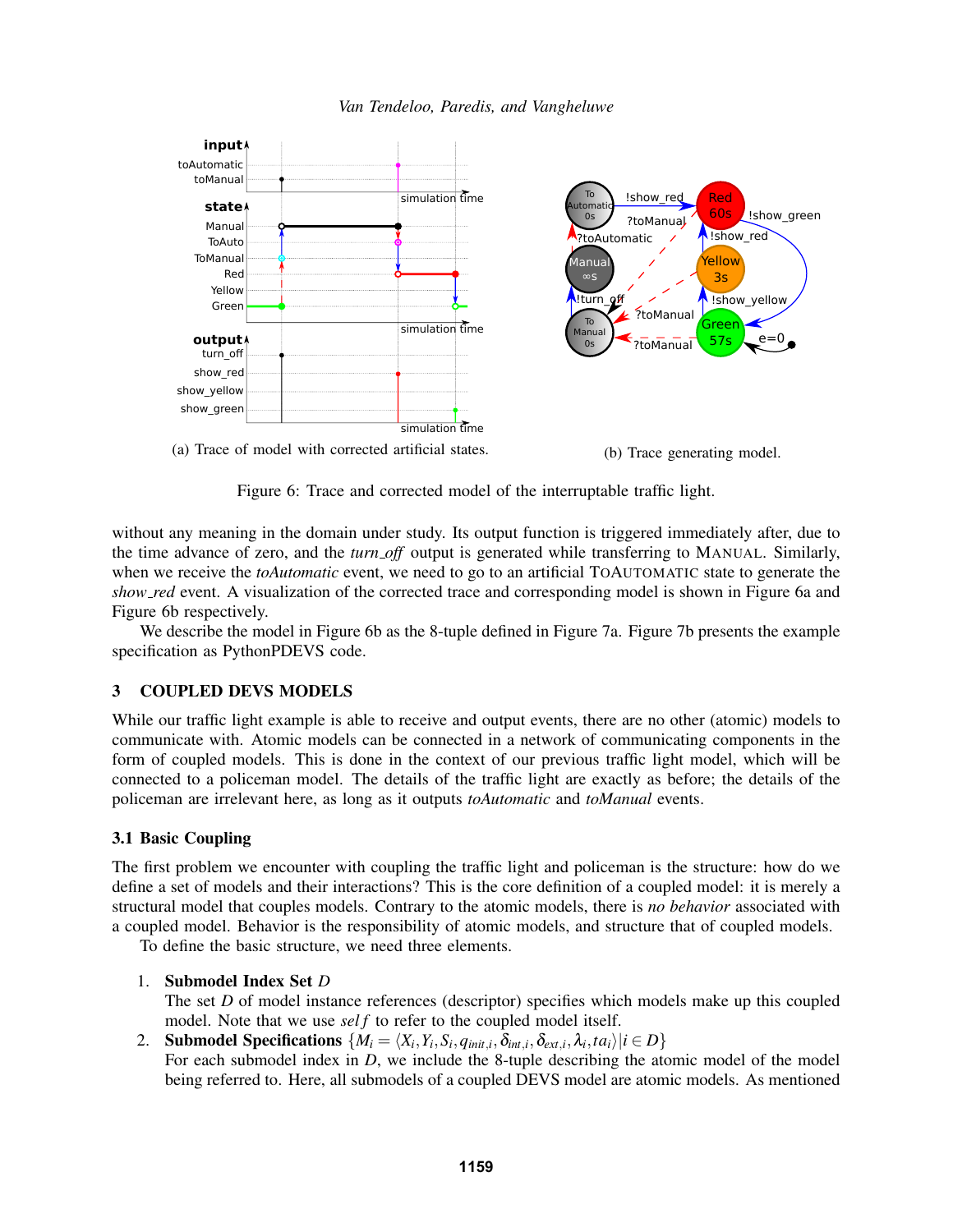(a) Trace of model with corrected artificial states.

(b) Trace generating model.

Figure 6: Trace and corrected model of the interruptable traffic light.

without any meaning in the domain under study. Its output function is triggered immediately after, due to the time advance of zero, and the *turn_off* output is generated while transferring to MANUAL. Similarly, when we receive the *toAutomatic* event, we need to go to an artificial TOAUTOMATIC state to generate the *show_red* event. A visualization of the corrected trace and corresponding model is shown in Figure 6a and Figure 6b respectively.

We describe the model in Figure 6b as the 8-tuple defined in Figure 7a. Figure 7b presents the example specification as PythonPDEVS code.

## 3 COUPLED DEVS MODELS

While our traffic light example is able to receive and output events, there are no other (atomic) models to communicate with. Atomic models can be connected in a network of communicating components in the form of coupled models. This is done in the context of our previous traffic light model, which will be connected to a policeman model. The details of the traffic light are exactly as before; the details of the policeman are irrelevant here, as long as it outputs *toAutomatic* and *toManual* events.

### 3.1 Basic Coupling

The first problem we encounter with coupling the traffic light and policeman is the structure: how do we define a set of models and their interactions? This is the core definition of a coupled model: it is merely a structural model that couples models. Contrary to the atomic models, there is *no behavior* associated with a coupled model. Behavior is the responsibility of atomic models, and structure that of coupled models.

To define the basic structure, we need three elements.

1. **Submodel Index Set** $D$
   The set $D$ of model instance references (descriptor) specifies which models make up this coupled model. Note that we use $self$ to refer to the coupled model itself.
2. **Submodel Specifications** $\{M_i = \langle X_i, Y_i, S_i, q_{init,i}, \delta_{int,i}, \delta_{ext,i}, \lambda_i, ta_i \rangle | i \in D\}$
   For each submodel index in $D$, we include the 8-tuple describing the atomic model of the model being referred to. Here, all submodels of a coupled DEVS model are atomic models. As mentioned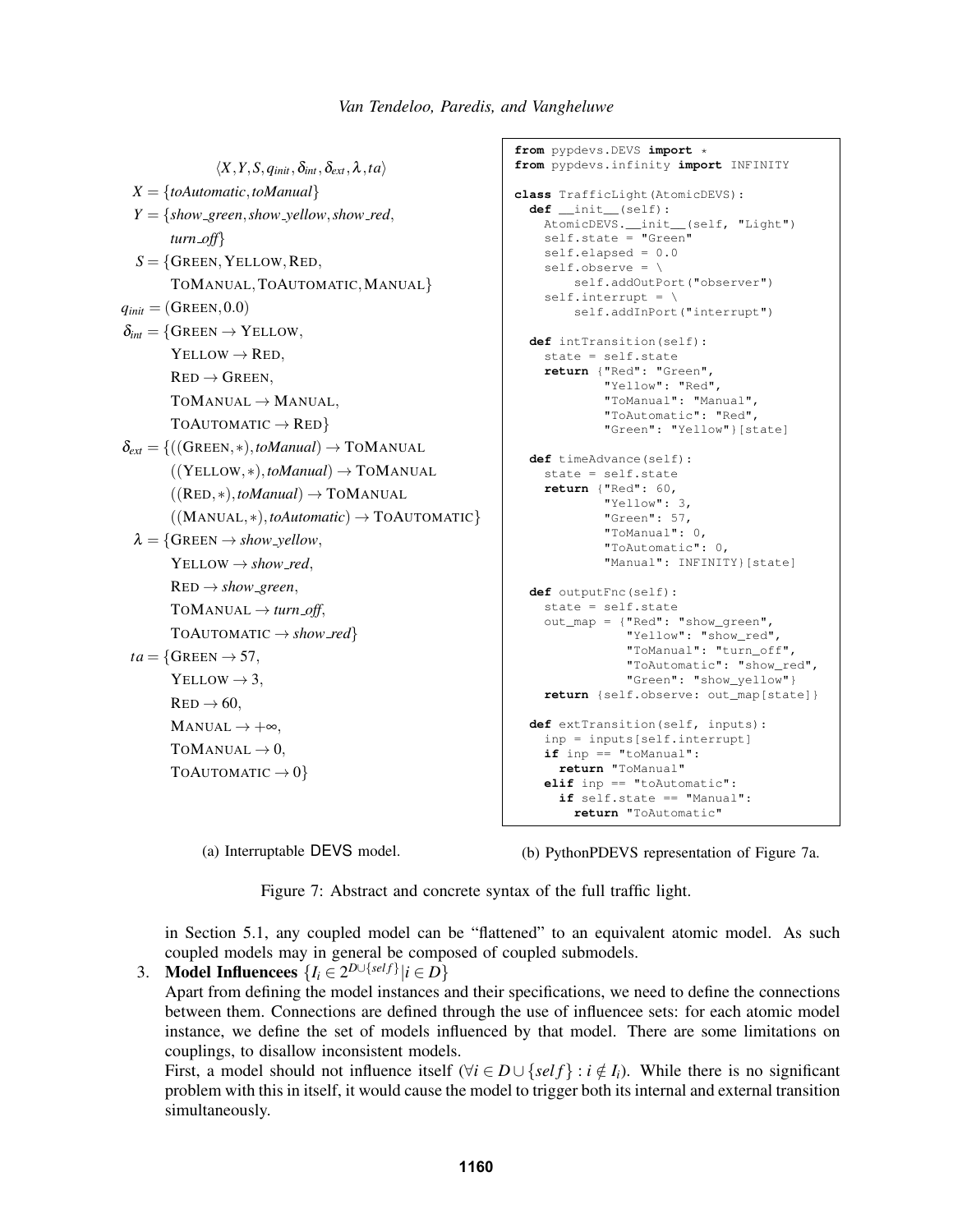$$
\begin{aligned}
&\langle X, Y, S, q_{init}, \delta_{int}, \delta_{ext}, \lambda, ta \rangle \\
X &= \{\textit{toAutomatic}, \textit{toManual}\} \\
Y &= \{\textit{show\_green}, \textit{show\_yellow}, \textit{show\_red}, \\
&\quad \textit{turn\_off}\} \\
S &= \{\text{GREEN}, \text{YELLOW}, \text{RED}, \\
&\quad \text{TOMANUAL}, \text{TOAUTOMATIC}, \text{MANUAL}\} \\
q_{init} &= (\text{GREEN}, 0.0) \\
\delta_{int} &= \{\text{GREEN} \rightarrow \text{YELLOW}, \\
&\quad \text{YELLOW} \rightarrow \text{RED}, \\
&\quad \text{RED} \rightarrow \text{GREEN}, \\
&\quad \text{TOMANUAL} \rightarrow \text{MANUAL}, \\
&\quad \text{TOAUTOMATIC} \rightarrow \text{RED}\} \\
\delta_{ext} &= \{((\text{GREEN}, *), \textit{toManual}) \rightarrow \text{TOMANUAL} \\
&\quad ((\text{YELLOW}, *), \textit{toManual}) \rightarrow \text{TOMANUAL} \\
&\quad ((\text{RED}, *), \textit{toManual}) \rightarrow \text{TOMANUAL} \\
&\quad ((\text{MANUAL}, *), \textit{toAutomatic}) \rightarrow \text{TOAUTOMATIC}\} \\
\lambda &= \{\text{GREEN} \rightarrow \textit{show\_yellow}, \\
&\quad \text{YELLOW} \rightarrow \textit{show\_red}, \\
&\quad \text{RED} \rightarrow \textit{show\_green}, \\
&\quad \text{TOMANUAL} \rightarrow \textit{turn\_off}, \\
&\quad \text{TOAUTOMATIC} \rightarrow \textit{show\_red}\} \\
ta &= \{\text{GREEN} \rightarrow 57, \\
&\quad \text{YELLOW} \rightarrow 3, \\
&\quad \text{RED} \rightarrow 60, \\
&\quad \text{MANUAL} \rightarrow +\infty, \\
&\quad \text{TOMANUAL} \rightarrow 0, \\
&\quad \text{TOAUTOMATIC} \rightarrow 0\}
\end{aligned}
$$

(a) Interruptable DEVS model.

```python
from pypdevs.DEVS import *
from pypdevs.infinity import INFINITY

class TrafficLight(AtomicDEVS):
  def __init__(self):
    AtomicDEVS.__init__(self, "Light")
    self.state = "Green"
    self.elapsed = 0.0
    self.observe = \
        self.addOutPort("observer")
    self.interrupt = \
        self.addInPort("interrupt")

  def intTransition(self):
    state = self.state
    return {"Red": "Green",
            "Yellow": "Red",
            "ToManual": "Manual",
            "ToAutomatic": "Red",
            "Green": "Yellow"}[state]

  def timeAdvance(self):
    state = self.state
    return {"Red": 60,
            "Yellow": 3,
            "Green": 57,
            "ToManual": 0,
            "ToAutomatic": 0,
            "Manual": INFINITY}[state]

  def outputFnc(self):
    state = self.state
    out_map = {"Red": "show_green",
               "Yellow": "show_red",
               "ToManual": "turn_off",
               "ToAutomatic": "show_red",
               "Green": "show_yellow"}
    return {self.observe: out_map[state]}

  def extTransition(self, inputs):
    inp = inputs[self.interrupt]
    if inp == "toManual":
      return "ToManual"
    elif inp == "toAutomatic":
      if self.state == "Manual":
        return "ToAutomatic"
```

(b) PythonPDEVS representation of Figure 7a.

Figure 7: Abstract and concrete syntax of the full traffic light.

in Section 5.1, any coupled model can be "flattened" to an equivalent atomic model. As such coupled models may in general be composed of coupled submodels.

3. **Model Influencees** $\{I_i \in 2^{D \cup \{self\}} | i \in D\}$
   Apart from defining the model instances and their specifications, we need to define the connections between them. Connections are defined through the use of influencee sets: for each atomic model instance, we define the set of models influenced by that model. There are some limitations on couplings, to disallow inconsistent models.
   First, a model should not influence itself ($\forall i \in D \cup \{self\} : i \notin I_i$). While there is no significant problem with this in itself, it would cause the model to trigger both its internal and external transition simultaneously.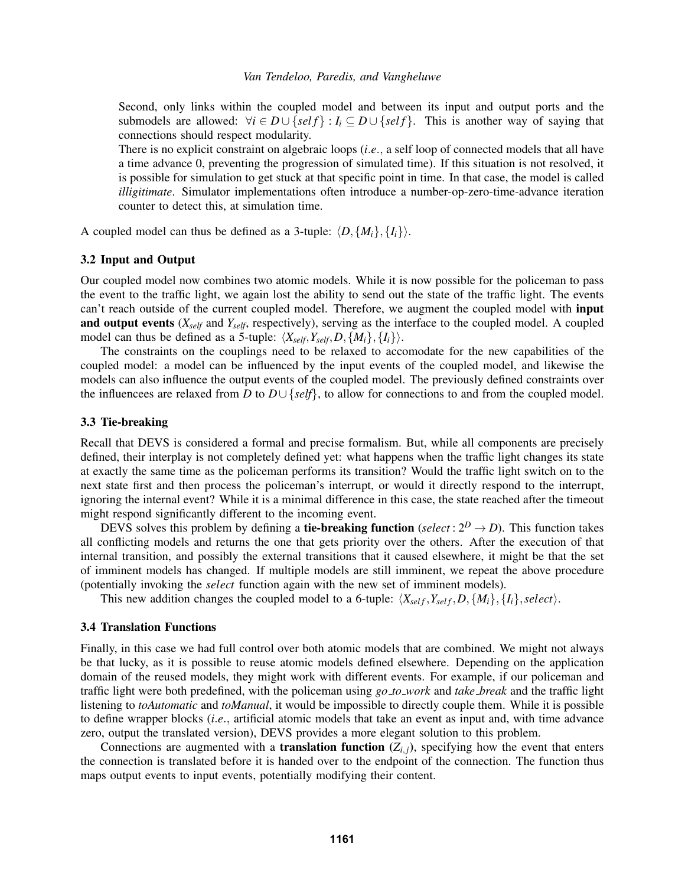Second, only links within the coupled model and between its input and output ports and the submodels are allowed: $\forall i \in D \cup \{self\} : I_i \subseteq D \cup \{self\}$. This is another way of saying that connections should respect modularity.

There is no explicit constraint on algebraic loops (*i.e.*, a self loop of connected models that all have a time advance 0, preventing the progression of simulated time). If this situation is not resolved, it is possible for simulation to get stuck at that specific point in time. In that case, the model is called *illigitimate*. Simulator implementations often introduce a number-op-zero-time-advance iteration counter to detect this, at simulation time.

A coupled model can thus be defined as a 3-tuple: $\langle D, \{M_i\}, \{I_i\} \rangle$.

### 3.2 Input and Output

Our coupled model now combines two atomic models. While it is now possible for the policeman to pass the event to the traffic light, we again lost the ability to send out the state of the traffic light. The events can't reach outside of the current coupled model. Therefore, we augment the coupled model with **input and output events** ($X_{self}$ and $Y_{self}$, respectively), serving as the interface to the coupled model. A coupled model can thus be defined as a 5-tuple: $\langle X_{self}, Y_{self}, D, \{M_i\}, \{I_i\} \rangle$.

The constraints on the couplings need to be relaxed to accomodate for the new capabilities of the coupled model: a model can be influenced by the input events of the coupled model, and likewise the models can also influence the output events of the coupled model. The previously defined constraints over the influencees are relaxed from $D$ to $D \cup \{self\}$, to allow for connections to and from the coupled model.

### 3.3 Tie-breaking

Recall that DEVS is considered a formal and precise formalism. But, while all components are precisely defined, their interplay is not completely defined yet: what happens when the traffic light changes its state at exactly the same time as the policeman performs its transition? Would the traffic light switch on to the next state first and then process the policeman's interrupt, or would it directly respond to the interrupt, ignoring the internal event? While it is a minimal difference in this case, the state reached after the timeout might respond significantly different to the incoming event.

DEVS solves this problem by defining a **tie-breaking function** ($select : 2^D \rightarrow D$). This function takes all conflicting models and returns the one that gets priority over the others. After the execution of that internal transition, and possibly the external transitions that it caused elsewhere, it might be that the set of imminent models has changed. If multiple models are still imminent, we repeat the above procedure (potentially invoking the *select* function again with the new set of imminent models).

This new addition changes the coupled model to a 6-tuple: $\langle X_{self}, Y_{self}, D, \{M_i\}, \{I_i\}, select \rangle$.

### 3.4 Translation Functions

Finally, in this case we had full control over both atomic models that are combined. We might not always be that lucky, as it is possible to reuse atomic models defined elsewhere. Depending on the application domain of the reused models, they might work with different events. For example, if our policeman and traffic light were both predefined, with the policeman using *go_to_work* and *take_break* and the traffic light listening to *toAutomatic* and *toManual*, it would be impossible to directly couple them. While it is possible to define wrapper blocks (*i.e.*, artificial atomic models that take an event as input and, with time advance zero, output the translated version), DEVS provides a more elegant solution to this problem.

Connections are augmented with a **translation function** ($Z_{i,j}$), specifying how the event that enters the connection is translated before it is handed over to the endpoint of the connection. The function thus maps output events to input events, potentially modifying their content.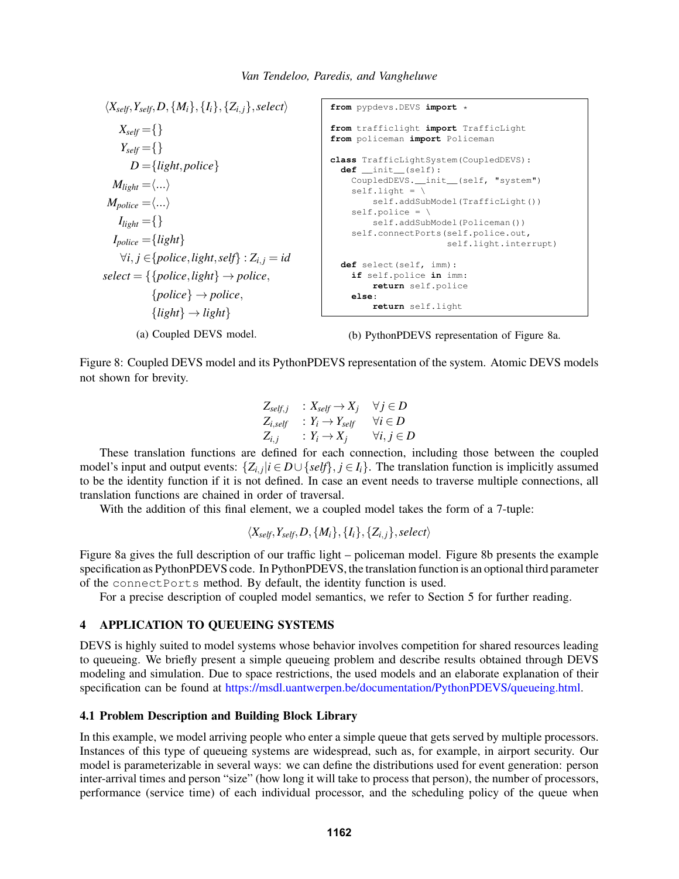$$\langle X_{self}, Y_{self}, D, \{M_i\}, \{I_i\}, \{Z_{i,j}\}, select \rangle$$

$$\begin{aligned}
X_{self} &= \{\} \\
Y_{self} &= \{\} \\
D &= \{light, police\} \\
M_{light} &= \langle ... \rangle \\
M_{police} &= \langle ... \rangle \\
I_{light} &= \{\} \\
I_{police} &= \{light\} \\
\forall i,j &\in \{police, light, self\} : Z_{i,j} = id \\
select &= \{\{police, light\} \rightarrow police, \\
&\qquad \{police\} \rightarrow police, \\
&\qquad \{light\} \rightarrow light\}
\end{aligned}$$

(a) Coupled DEVS model.

```
from pypdevs.DEVS import *

from trafficlight import TrafficLight
from policeman import Policeman

class TrafficLightSystem(CoupledDEVS):
  def __init__(self):
    CoupledDEVS.__init__(self, "system")
    self.light = \
        self.addSubModel(TrafficLight())
    self.police = \
        self.addSubModel(Policeman())
    self.connectPorts(self.police.out,
                      self.light.interrupt)

  def select(self, imm):
    if self.police in imm:
        return self.police
    else:
        return self.light
```

(b) PythonPDEVS representation of Figure 8a.

Figure 8: Coupled DEVS model and its PythonPDEVS representation of the system. Atomic DEVS models not shown for brevity.

$$\begin{array}{lll}
Z_{self,j} & : X_{self} \rightarrow X_j & \forall j \in D \\
Z_{i,self} & : Y_i \rightarrow Y_{self} & \forall i \in D \\
Z_{i,j} & : Y_i \rightarrow X_j & \forall i,j \in D
\end{array}$$

These translation functions are defined for each connection, including those between the coupled model's input and output events: $\{Z_{i,j} | i \in D \cup \{self\}, j \in I_i\}$. The translation function is implicitly assumed to be the identity function if it is not defined. In case an event needs to traverse multiple connections, all translation functions are chained in order of traversal.

With the addition of this final element, we a coupled model takes the form of a 7-tuple:

$$\langle X_{self}, Y_{self}, D, \{M_i\}, \{I_i\}, \{Z_{i,j}\}, select \rangle$$

Figure 8a gives the full description of our traffic light – policeman model. Figure 8b presents the example specification as PythonPDEVS code. In PythonPDEVS, the translation function is an optional third parameter of the `connectPorts` method. By default, the identity function is used.

For a precise description of coupled model semantics, we refer to Section 5 for further reading.

## 4 APPLICATION TO QUEUEING SYSTEMS

DEVS is highly suited to model systems whose behavior involves competition for shared resources leading to queueing. We briefly present a simple queueing problem and describe results obtained through DEVS modeling and simulation. Due to space restrictions, the used models and an elaborate explanation of their specification can be found at https://msdl.uantwerpen.be/documentation/PythonPDEVS/queueing.html.

### 4.1 Problem Description and Building Block Library

In this example, we model arriving people who enter a simple queue that gets served by multiple processors. Instances of this type of queueing systems are widespread, such as, for example, in airport security. Our model is parameterizable in several ways: we can define the distributions used for event generation: person inter-arrival times and person "size" (how long it will take to process that person), the number of processors, performance (service time) of each individual processor, and the scheduling policy of the queue when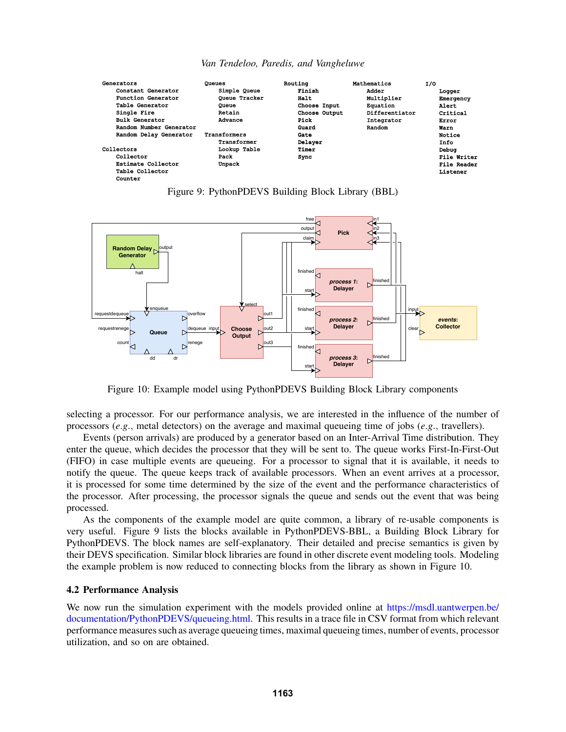```
Generators                       Queues                 Routing             Mathematics          I/O
    Constant Generator               Simple Queue           Finish              Adder                Logger
    Function Generator               Queue Tracker          Halt                Multiplier           Emergency
    Table Generator                  Queue                  Choose Input        Equation             Alert
    Single Fire                      Retain                 Choose Output       Differentiator       Critical
    Bulk Generator                   Advance                Pick                Integrator           Error
    Random Number Generator                                 Guard               Random               Warn
    Random Delay Generator       Transformers               Gate                                     Notice
                                     Transformer            Delayer                                  Info
Collectors                           Lookup Table           Timer                                    Debug
    Collector                        Pack                   Sync                                     File Writer
    Estimate Collector               Unpack                                                          File Reader
    Table Collector                                                                                  Listener
    Counter
```

Figure 9: PythonPDEVS Building Block Library (BBL)

Figure 10: Example model using PythonPDEVS Building Block Library components

selecting a processor. For our performance analysis, we are interested in the influence of the number of processors (*e.g.*, metal detectors) on the average and maximal queueing time of jobs (*e.g.*, travellers).

Events (person arrivals) are produced by a generator based on an Inter-Arrival Time distribution. They enter the queue, which decides the processor that they will be sent to. The queue works First-In-First-Out (FIFO) in case multiple events are queueing. For a processor to signal that it is available, it needs to notify the queue. The queue keeps track of available processors. When an event arrives at a processor, it is processed for some time determined by the size of the event and the performance characteristics of the processor. After processing, the processor signals the queue and sends out the event that was being processed.

As the components of the example model are quite common, a library of re-usable components is very useful. Figure 9 lists the blocks available in PythonPDEVS-BBL, a Building Block Library for PythonPDEVS. The block names are self-explanatory. Their detailed and precise semantics is given by their DEVS specification. Similar block libraries are found in other discrete event modeling tools. Modeling the example problem is now reduced to connecting blocks from the library as shown in Figure 10.

### 4.2 Performance Analysis

We now run the simulation experiment with the models provided online at https://msdl.uantwerpen.be/documentation/PythonPDEVS/queueing.html. This results in a trace file in CSV format from which relevant performance measures such as average queueing times, maximal queueing times, number of events, processor utilization, and so on are obtained.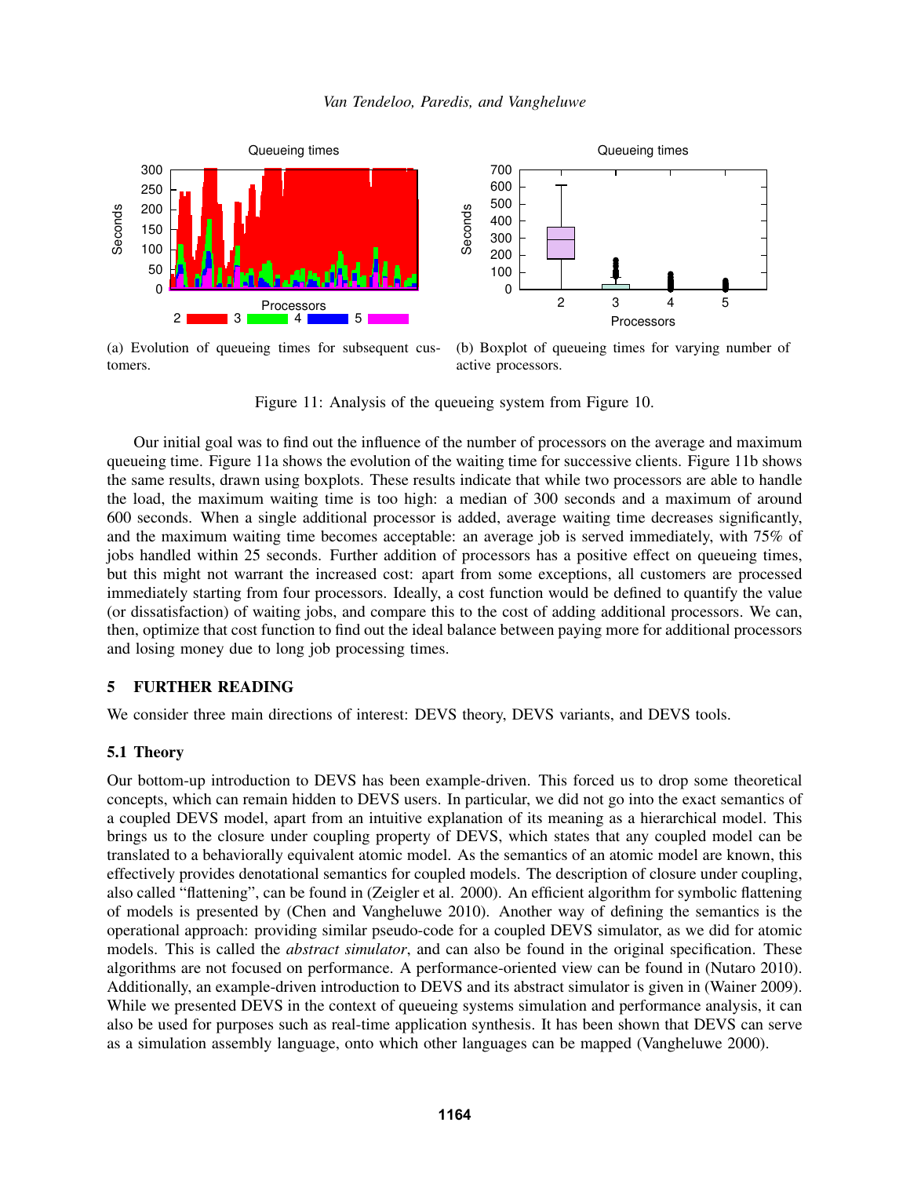(a) Evolution of queueing times for subsequent customers.

(b) Boxplot of queueing times for varying number of active processors.

Figure 11: Analysis of the queueing system from Figure 10.

Our initial goal was to find out the influence of the number of processors on the average and maximum queueing time. Figure 11a shows the evolution of the waiting time for successive clients. Figure 11b shows the same results, drawn using boxplots. These results indicate that while two processors are able to handle the load, the maximum waiting time is too high: a median of 300 seconds and a maximum of around 600 seconds. When a single additional processor is added, average waiting time decreases significantly, and the maximum waiting time becomes acceptable: an average job is served immediately, with 75% of jobs handled within 25 seconds. Further addition of processors has a positive effect on queueing times, but this might not warrant the increased cost: apart from some exceptions, all customers are processed immediately starting from four processors. Ideally, a cost function would be defined to quantify the value (or dissatisfaction) of waiting jobs, and compare this to the cost of adding additional processors. We can, then, optimize that cost function to find out the ideal balance between paying more for additional processors and losing money due to long job processing times.

## 5 FURTHER READING

We consider three main directions of interest: DEVS theory, DEVS variants, and DEVS tools.

### 5.1 Theory

Our bottom-up introduction to DEVS has been example-driven. This forced us to drop some theoretical concepts, which can remain hidden to DEVS users. In particular, we did not go into the exact semantics of a coupled DEVS model, apart from an intuitive explanation of its meaning as a hierarchical model. This brings us to the closure under coupling property of DEVS, which states that any coupled model can be translated to a behaviorally equivalent atomic model. As the semantics of an atomic model are known, this effectively provides denotational semantics for coupled models. The description of closure under coupling, also called "flattening", can be found in (Zeigler et al. 2000). An efficient algorithm for symbolic flattening of models is presented by (Chen and Vangheluwe 2010). Another way of defining the semantics is the operational approach: providing similar pseudo-code for a coupled DEVS simulator, as we did for atomic models. This is called the *abstract simulator*, and can also be found in the original specification. These algorithms are not focused on performance. A performance-oriented view can be found in (Nutaro 2010). Additionally, an example-driven introduction to DEVS and its abstract simulator is given in (Wainer 2009). While we presented DEVS in the context of queueing systems simulation and performance analysis, it can also be used for purposes such as real-time application synthesis. It has been shown that DEVS can serve as a simulation assembly language, onto which other languages can be mapped (Vangheluwe 2000).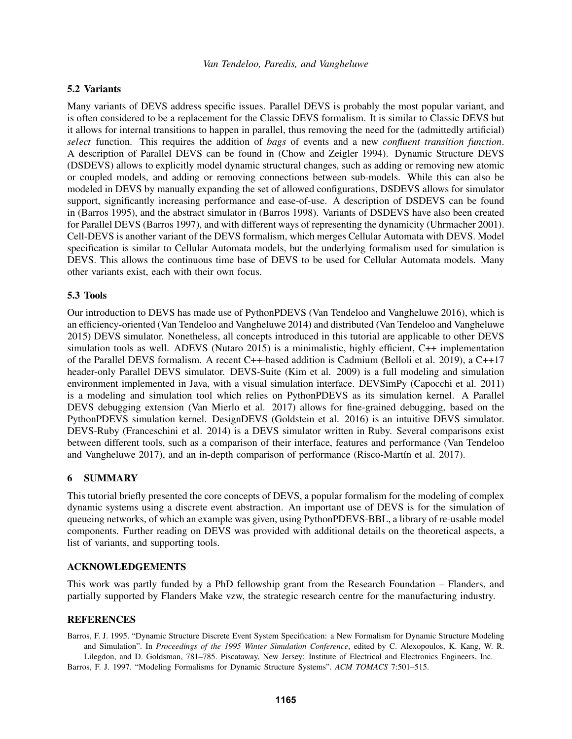### 5.2 Variants

Many variants of DEVS address specific issues. Parallel DEVS is probably the most popular variant, and is often considered to be a replacement for the Classic DEVS formalism. It is similar to Classic DEVS but it allows for internal transitions to happen in parallel, thus removing the need for the (admittedly artificial) *select* function. This requires the addition of *bags* of events and a new *confluent transition function*. A description of Parallel DEVS can be found in (Chow and Zeigler 1994). Dynamic Structure DEVS (DSDEVS) allows to explicitly model dynamic structural changes, such as adding or removing new atomic or coupled models, and adding or removing connections between sub-models. While this can also be modeled in DEVS by manually expanding the set of allowed configurations, DSDEVS allows for simulator support, significantly increasing performance and ease-of-use. A description of DSDEVS can be found in (Barros 1995), and the abstract simulator in (Barros 1998). Variants of DSDEVS have also been created for Parallel DEVS (Barros 1997), and with different ways of representing the dynamicity (Uhrmacher 2001). Cell-DEVS is another variant of the DEVS formalism, which merges Cellular Automata with DEVS. Model specification is similar to Cellular Automata models, but the underlying formalism used for simulation is DEVS. This allows the continuous time base of DEVS to be used for Cellular Automata models. Many other variants exist, each with their own focus.

### 5.3 Tools

Our introduction to DEVS has made use of PythonPDEVS (Van Tendeloo and Vangheluwe 2016), which is an efficiency-oriented (Van Tendeloo and Vangheluwe 2014) and distributed (Van Tendeloo and Vangheluwe 2015) DEVS simulator. Nonetheless, all concepts introduced in this tutorial are applicable to other DEVS simulation tools as well. ADEVS (Nutaro 2015) is a minimalistic, highly efficient, C++ implementation of the Parallel DEVS formalism. A recent C++-based addition is Cadmium (Belloli et al. 2019), a C++17 header-only Parallel DEVS simulator. DEVS-Suite (Kim et al. 2009) is a full modeling and simulation environment implemented in Java, with a visual simulation interface. DEVSimPy (Capocchi et al. 2011) is a modeling and simulation tool which relies on PythonPDEVS as its simulation kernel. A Parallel DEVS debugging extension (Van Mierlo et al. 2017) allows for fine-grained debugging, based on the PythonPDEVS simulation kernel. DesignDEVS (Goldstein et al. 2016) is an intuitive DEVS simulator. DEVS-Ruby (Franceschini et al. 2014) is a DEVS simulator written in Ruby. Several comparisons exist between different tools, such as a comparison of their interface, features and performance (Van Tendeloo and Vangheluwe 2017), and an in-depth comparison of performance (Risco-Martín et al. 2017).

## 6 SUMMARY

This tutorial briefly presented the core concepts of DEVS, a popular formalism for the modeling of complex dynamic systems using a discrete event abstraction. An important use of DEVS is for the simulation of queueing networks, of which an example was given, using PythonPDEVS-BBL, a library of re-usable model components. Further reading on DEVS was provided with additional details on the theoretical aspects, a list of variants, and supporting tools.

## ACKNOWLEDGEMENTS

This work was partly funded by a PhD fellowship grant from the Research Foundation – Flanders, and partially supported by Flanders Make vzw, the strategic research centre for the manufacturing industry.

## REFERENCES

Barros, F. J. 1995. "Dynamic Structure Discrete Event System Specification: a New Formalism for Dynamic Structure Modeling and Simulation". In *Proceedings of the 1995 Winter Simulation Conference*, edited by C. Alexopoulos, K. Kang, W. R. Lilegdon, and D. Goldsman, 781–785. Piscataway, New Jersey: Institute of Electrical and Electronics Engineers, Inc.

Barros, F. J. 1997. "Modeling Formalisms for Dynamic Structure Systems". *ACM TOMACS* 7:501–515.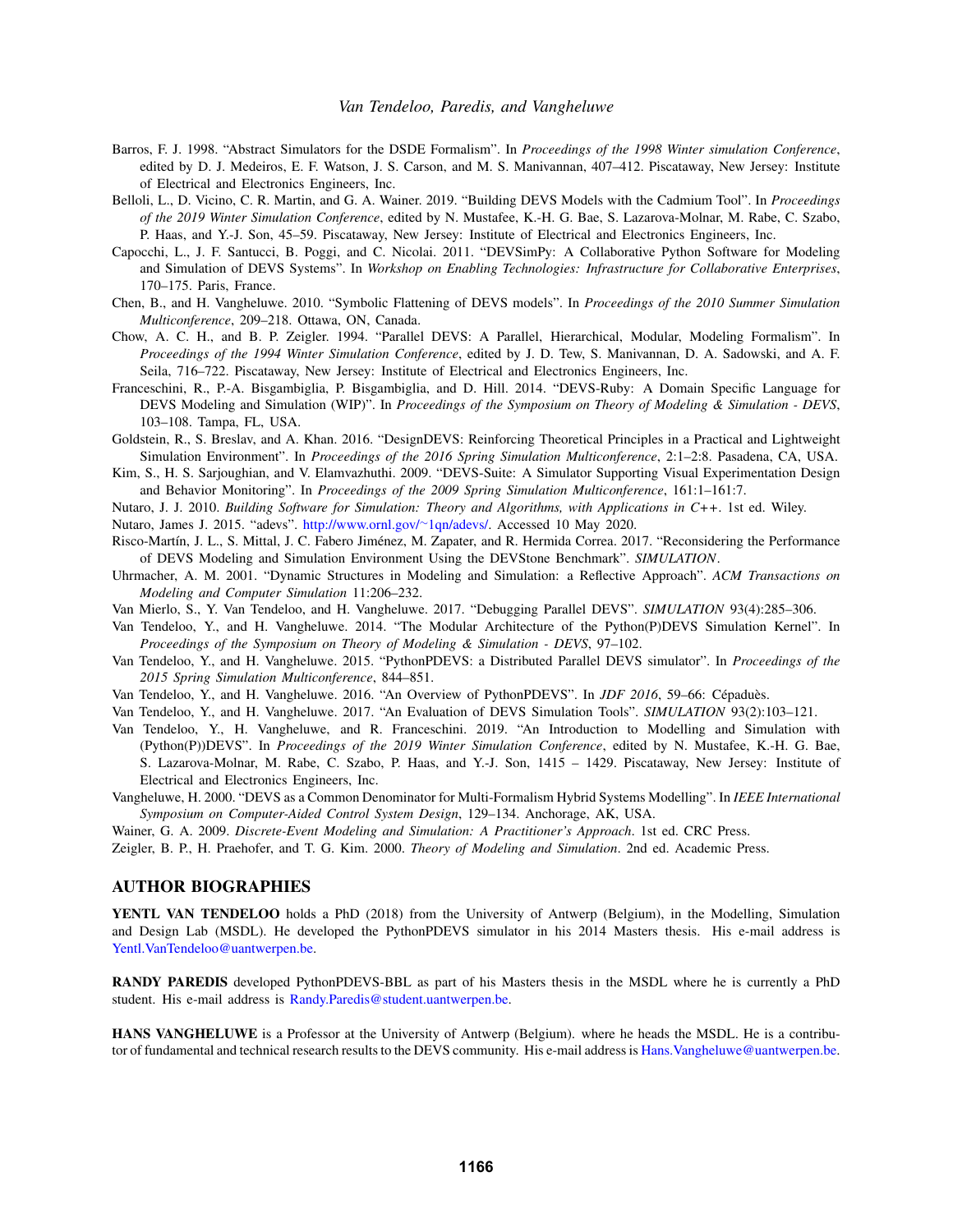Barros, F. J. 1998. "Abstract Simulators for the DSDE Formalism". In *Proceedings of the 1998 Winter simulation Conference*, edited by D. J. Medeiros, E. F. Watson, J. S. Carson, and M. S. Manivannan, 407–412. Piscataway, New Jersey: Institute of Electrical and Electronics Engineers, Inc.

Belloli, L., D. Vicino, C. R. Martin, and G. A. Wainer. 2019. "Building DEVS Models with the Cadmium Tool". In *Proceedings of the 2019 Winter Simulation Conference*, edited by N. Mustafee, K.-H. G. Bae, S. Lazarova-Molnar, M. Rabe, C. Szabo, P. Haas, and Y.-J. Son, 45–59. Piscataway, New Jersey: Institute of Electrical and Electronics Engineers, Inc.

Capocchi, L., J. F. Santucci, B. Poggi, and C. Nicolai. 2011. "DEVSimPy: A Collaborative Python Software for Modeling and Simulation of DEVS Systems". In *Workshop on Enabling Technologies: Infrastructure for Collaborative Enterprises*, 170–175. Paris, France.

Chen, B., and H. Vangheluwe. 2010. "Symbolic Flattening of DEVS models". In *Proceedings of the 2010 Summer Simulation Multiconference*, 209–218. Ottawa, ON, Canada.

Chow, A. C. H., and B. P. Zeigler. 1994. "Parallel DEVS: A Parallel, Hierarchical, Modular, Modeling Formalism". In *Proceedings of the 1994 Winter Simulation Conference*, edited by J. D. Tew, S. Manivannan, D. A. Sadowski, and A. F. Seila, 716–722. Piscataway, New Jersey: Institute of Electrical and Electronics Engineers, Inc.

Franceschini, R., P.-A. Bisgambiglia, P. Bisgambiglia, and D. Hill. 2014. "DEVS-Ruby: A Domain Specific Language for DEVS Modeling and Simulation (WIP)". In *Proceedings of the Symposium on Theory of Modeling & Simulation - DEVS*, 103–108. Tampa, FL, USA.

Goldstein, R., S. Breslav, and A. Khan. 2016. "DesignDEVS: Reinforcing Theoretical Principles in a Practical and Lightweight Simulation Environment". In *Proceedings of the 2016 Spring Simulation Multiconference*, 2:1–2:8. Pasadena, CA, USA.

Kim, S., H. S. Sarjoughian, and V. Elamvazhuthi. 2009. "DEVS-Suite: A Simulator Supporting Visual Experimentation Design and Behavior Monitoring". In *Proceedings of the 2009 Spring Simulation Multiconference*, 161:1–161:7.

Nutaro, J. J. 2010. *Building Software for Simulation: Theory and Algorithms, with Applications in C++*. 1st ed. Wiley.

Nutaro, James J. 2015. "adevs". http://www.ornl.gov/~1qn/adevs/. Accessed 10 May 2020.

Risco-Martín, J. L., S. Mittal, J. C. Fabero Jiménez, M. Zapater, and R. Hermida Correa. 2017. "Reconsidering the Performance of DEVS Modeling and Simulation Environment Using the DEVStone Benchmark". *SIMULATION*.

Uhrmacher, A. M. 2001. "Dynamic Structures in Modeling and Simulation: a Reflective Approach". *ACM Transactions on Modeling and Computer Simulation* 11:206–232.

Van Mierlo, S., Y. Van Tendeloo, and H. Vangheluwe. 2017. "Debugging Parallel DEVS". *SIMULATION* 93(4):285–306.

Van Tendeloo, Y., and H. Vangheluwe. 2014. "The Modular Architecture of the Python(P)DEVS Simulation Kernel". In *Proceedings of the Symposium on Theory of Modeling & Simulation - DEVS*, 97–102.

Van Tendeloo, Y., and H. Vangheluwe. 2015. "PythonPDEVS: a Distributed Parallel DEVS simulator". In *Proceedings of the 2015 Spring Simulation Multiconference*, 844–851.

Van Tendeloo, Y., and H. Vangheluwe. 2016. "An Overview of PythonPDEVS". In *JDF 2016*, 59–66: Cépaduès.

Van Tendeloo, Y., and H. Vangheluwe. 2017. "An Evaluation of DEVS Simulation Tools". *SIMULATION* 93(2):103–121.

Van Tendeloo, Y., H. Vangheluwe, and R. Franceschini. 2019. "An Introduction to Modelling and Simulation with (Python(P))DEVS". In *Proceedings of the 2019 Winter Simulation Conference*, edited by N. Mustafee, K.-H. G. Bae, S. Lazarova-Molnar, M. Rabe, C. Szabo, P. Haas, and Y.-J. Son, 1415 – 1429. Piscataway, New Jersey: Institute of Electrical and Electronics Engineers, Inc.

Vangheluwe, H. 2000. "DEVS as a Common Denominator for Multi-Formalism Hybrid Systems Modelling". In *IEEE International Symposium on Computer-Aided Control System Design*, 129–134. Anchorage, AK, USA.

Wainer, G. A. 2009. *Discrete-Event Modeling and Simulation: A Practitioner's Approach*. 1st ed. CRC Press.

Zeigler, B. P., H. Praehofer, and T. G. Kim. 2000. *Theory of Modeling and Simulation*. 2nd ed. Academic Press.

## AUTHOR BIOGRAPHIES

**YENTL VAN TENDELOO** holds a PhD (2018) from the University of Antwerp (Belgium), in the Modelling, Simulation and Design Lab (MSDL). He developed the PythonPDEVS simulator in his 2014 Masters thesis. His e-mail address is Yentl.VanTendeloo@uantwerpen.be.

**RANDY PAREDIS** developed PythonPDEVS-BBL as part of his Masters thesis in the MSDL where he is currently a PhD student. His e-mail address is Randy.Paredis@student.uantwerpen.be.

**HANS VANGHELUWE** is a Professor at the University of Antwerp (Belgium). where he heads the MSDL. He is a contributor of fundamental and technical research results to the DEVS community. His e-mail address is Hans.Vangheluwe@uantwerpen.be.